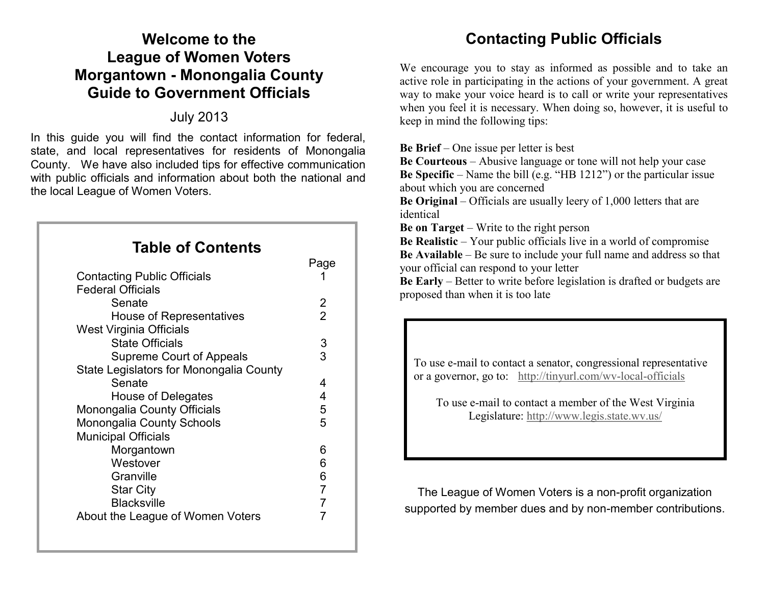# Welcome to the League of Women Voters Morgantown - Monongalia County Guide to Government Officials

July 2013

In this guide you will find the contact information for federal, state, and local representatives for residents of Monongalia County. We have also included tips for effective communication with public officials and information about both the national and the local League of Women Voters.

## Table of Contents

| | Page |
|---|---|
| Contacting Public Officials | 1 |
| Federal Officials | |
| Senate | 2 |
| House of Representatives | 2 |
| West Virginia Officials | |
| State Officials | 3 |
| Supreme Court of Appeals | 3 |
| State Legislators for Monongalia County | |
| Senate | 4 |
| House of Delegates | 4 |
| Monongalia County Officials | 5 |
| Monongalia County Schools | 5 |
| Municipal Officials | |
| Morgantown | 6 |
| Westover | 6 |
| Granville | 6 |
| Star City | 7 |
| Blacksville | 7 |
| About the League of Women Voters | 7 |

# Contacting Public Officials

We encourage you to stay as informed as possible and to take an active role in participating in the actions of your government. A great way to make your voice heard is to call or write your representatives when you feel it is necessary. When doing so, however, it is useful to keep in mind the following tips:

**Be Brief** – One issue per letter is best
**Be Courteous** – Abusive language or tone will not help your case
**Be Specific** – Name the bill (e.g. "HB 1212") or the particular issue about which you are concerned
**Be Original** – Officials are usually leery of 1,000 letters that are identical
**Be on Target** – Write to the right person
**Be Realistic** – Your public officials live in a world of compromise
**Be Available** – Be sure to include your full name and address so that your official can respond to your letter
**Be Early** – Better to write before legislation is drafted or budgets are proposed than when it is too late

To use e-mail to contact a senator, congressional representative or a governor, go to: http://tinyurl.com/wv-local-officials

To use e-mail to contact a member of the West Virginia Legislature: http://www.legis.state.wv.us/

The League of Women Voters is a non-profit organization supported by member dues and by non-member contributions.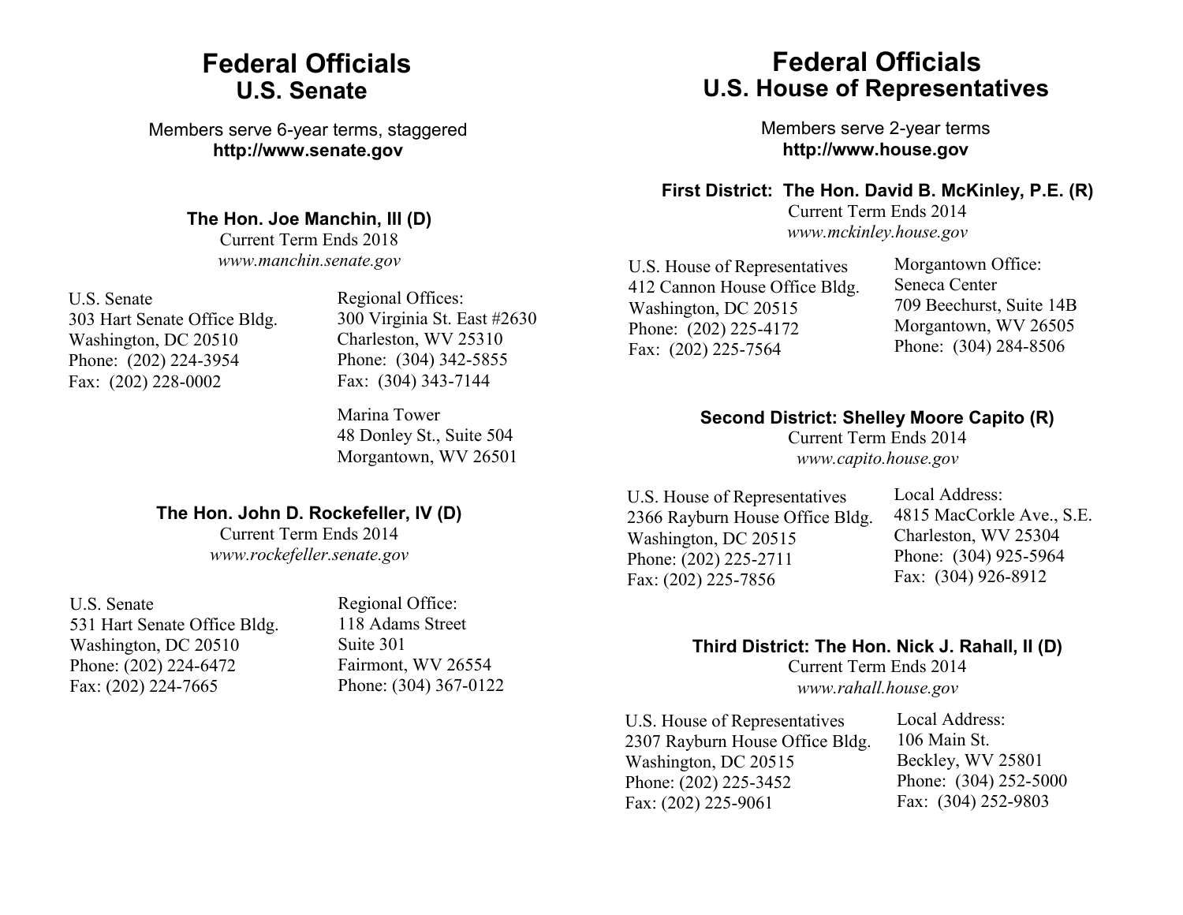# Federal Officials
## U.S. Senate

Members serve 6-year terms, staggered
**http://www.senate.gov**

### The Hon. Joe Manchin, III (D)

Current Term Ends 2018
*www.manchin.senate.gov*

U.S. Senate
303 Hart Senate Office Bldg.
Washington, DC 20510
Phone: (202) 224-3954
Fax: (202) 228-0002

Regional Offices:
300 Virginia St. East #2630
Charleston, WV 25310
Phone: (304) 342-5855
Fax: (304) 343-7144

Marina Tower
48 Donley St., Suite 504
Morgantown, WV 26501

### The Hon. John D. Rockefeller, IV (D)

Current Term Ends 2014
*www.rockefeller.senate.gov*

U.S. Senate
531 Hart Senate Office Bldg.
Washington, DC 20510
Phone: (202) 224-6472
Fax: (202) 224-7665

Regional Office:
118 Adams Street
Suite 301
Fairmont, WV 26554
Phone: (304) 367-0122

# Federal Officials
## U.S. House of Representatives

Members serve 2-year terms
**http://www.house.gov**

### First District: The Hon. David B. McKinley, P.E. (R)

Current Term Ends 2014
*www.mckinley.house.gov*

U.S. House of Representatives
412 Cannon House Office Bldg.
Washington, DC 20515
Phone: (202) 225-4172
Fax: (202) 225-7564

Morgantown Office:
Seneca Center
709 Beechurst, Suite 14B
Morgantown, WV 26505
Phone: (304) 284-8506

### Second District: Shelley Moore Capito (R)

Current Term Ends 2014
*www.capito.house.gov*

U.S. House of Representatives
2366 Rayburn House Office Bldg.
Washington, DC 20515
Phone: (202) 225-2711
Fax: (202) 225-7856

Local Address:
4815 MacCorkle Ave., S.E.
Charleston, WV 25304
Phone: (304) 925-5964
Fax: (304) 926-8912

### Third District: The Hon. Nick J. Rahall, II (D)

Current Term Ends 2014
*www.rahall.house.gov*

U.S. House of Representatives
2307 Rayburn House Office Bldg.
Washington, DC 20515
Phone: (202) 225-3452
Fax: (202) 225-9061

Local Address:
106 Main St.
Beckley, WV 25801
Phone: (304) 252-5000
Fax: (304) 252-9803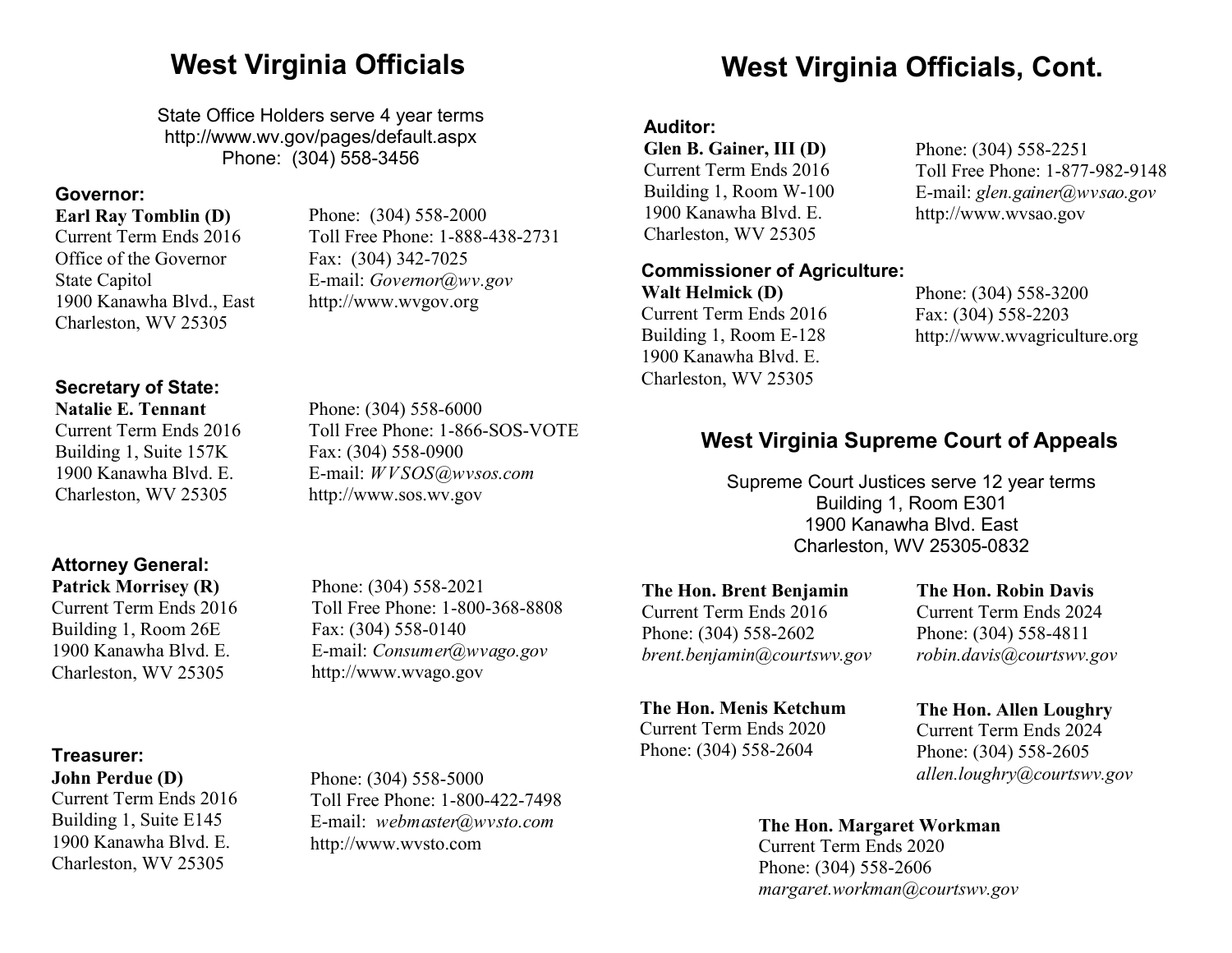# West Virginia Officials

State Office Holders serve 4 year terms
http://www.wv.gov/pages/default.aspx
Phone: (304) 558-3456

### Governor:

**Earl Ray Tomblin (D)**
Current Term Ends 2016
Office of the Governor
State Capitol
1900 Kanawha Blvd., East
Charleston, WV 25305

Phone: (304) 558-2000
Toll Free Phone: 1-888-438-2731
Fax: (304) 342-7025
E-mail: *Governor@wv.gov*
http://www.wvgov.org

### Secretary of State:

**Natalie E. Tennant**
Current Term Ends 2016
Building 1, Suite 157K
1900 Kanawha Blvd. E.
Charleston, WV 25305

Phone: (304) 558-6000
Toll Free Phone: 1-866-SOS-VOTE
Fax: (304) 558-0900
E-mail: *WVSOS@wvsos.com*
http://www.sos.wv.gov

### Attorney General:

**Patrick Morrisey (R)**
Current Term Ends 2016
Building 1, Room 26E
1900 Kanawha Blvd. E.
Charleston, WV 25305

Phone: (304) 558-2021
Toll Free Phone: 1-800-368-8808
Fax: (304) 558-0140
E-mail: *Consumer@wvago.gov*
http://www.wvago.gov

### Treasurer:

**John Perdue (D)**
Current Term Ends 2016
Building 1, Suite E145
1900 Kanawha Blvd. E.
Charleston, WV 25305

Phone: (304) 558-5000
Toll Free Phone: 1-800-422-7498
E-mail: *webmaster@wvsto.com*
http://www.wvsto.com

# West Virginia Officials, Cont.

### Auditor:

**Glen B. Gainer, III (D)**
Current Term Ends 2016
Building 1, Room W-100
1900 Kanawha Blvd. E.
Charleston, WV 25305

Phone: (304) 558-2251
Toll Free Phone: 1-877-982-9148
E-mail: *glen.gainer@wvsao.gov*
http://www.wvsao.gov

### Commissioner of Agriculture:

**Walt Helmick (D)**
Current Term Ends 2016
Building 1, Room E-128
1900 Kanawha Blvd. E.
Charleston, WV 25305

Phone: (304) 558-3200
Fax: (304) 558-2203
http://www.wvagriculture.org

## West Virginia Supreme Court of Appeals

Supreme Court Justices serve 12 year terms
Building 1, Room E301
1900 Kanawha Blvd. East
Charleston, WV 25305-0832

**The Hon. Brent Benjamin**
Current Term Ends 2016
Phone: (304) 558-2602
*brent.benjamin@courtswv.gov*

**The Hon. Robin Davis**
Current Term Ends 2024
Phone: (304) 558-4811
*robin.davis@courtswv.gov*

**The Hon. Menis Ketchum**
Current Term Ends 2020
Phone: (304) 558-2604

**The Hon. Allen Loughry**
Current Term Ends 2024
Phone: (304) 558-2605
*allen.loughry@courtswv.gov*

**The Hon. Margaret Workman**
Current Term Ends 2020
Phone: (304) 558-2606
*margaret.workman@courtswv.gov*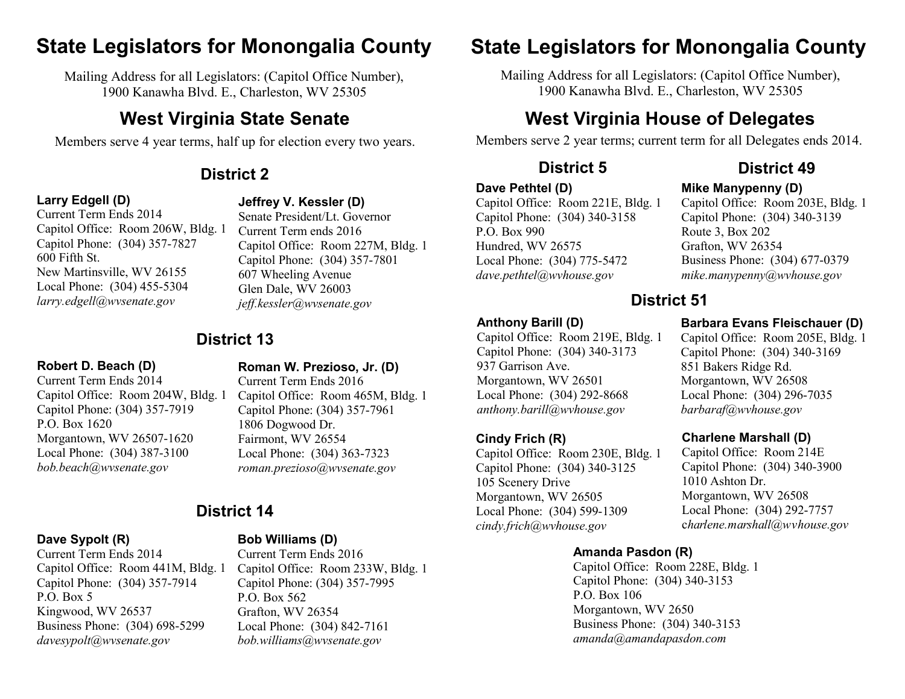# State Legislators for Monongalia County

Mailing Address for all Legislators: (Capitol Office Number), 1900 Kanawha Blvd. E., Charleston, WV 25305

## West Virginia State Senate

Members serve 4 year terms, half up for election every two years.

### District 2

**Larry Edgell (D)**
Current Term Ends 2014
Capitol Office: Room 206W, Bldg. 1
Capitol Phone: (304) 357-7827
600 Fifth St.
New Martinsville, WV 26155
Local Phone: (304) 455-5304
*larry.edgell@wvsenate.gov*

**Jeffrey V. Kessler (D)**
Senate President/Lt. Governor
Current Term ends 2016
Capitol Office: Room 227M, Bldg. 1
Capitol Phone: (304) 357-7801
607 Wheeling Avenue
Glen Dale, WV 26003
*jeff.kessler@wvsenate.gov*

### District 13

**Robert D. Beach (D)**
Current Term Ends 2014
Capitol Office: Room 204W, Bldg. 1
Capitol Phone: (304) 357-7919
P.O. Box 1620
Morgantown, WV 26507-1620
Local Phone: (304) 387-3100
*bob.beach@wvsenate.gov*

**Roman W. Prezioso, Jr. (D)**
Current Term Ends 2016
Capitol Office: Room 465M, Bldg. 1
Capitol Phone: (304) 357-7961
1806 Dogwood Dr.
Fairmont, WV 26554
Local Phone: (304) 363-7323
*roman.prezioso@wvsenate.gov*

### District 14

**Dave Sypolt (R)**
Current Term Ends 2014
Capitol Office: Room 441M, Bldg. 1
Capitol Phone: (304) 357-7914
P.O. Box 5
Kingwood, WV 26537
Business Phone: (304) 698-5299
*davesypolt@wvsenate.gov*

**Bob Williams (D)**
Current Term Ends 2016
Capitol Office: Room 233W, Bldg. 1
Capitol Phone: (304) 357-7995
P.O. Box 562
Grafton, WV 26354
Local Phone: (304) 842-7161
*bob.williams@wvsenate.gov*

# State Legislators for Monongalia County

Mailing Address for all Legislators: (Capitol Office Number), 1900 Kanawha Blvd. E., Charleston, WV 25305

## West Virginia House of Delegates

Members serve 2 year terms; current term for all Delegates ends 2014.

### District 5

**Dave Pethtel (D)**
Capitol Office: Room 221E, Bldg. 1
Capitol Phone: (304) 340-3158
P.O. Box 990
Hundred, WV 26575
Local Phone: (304) 775-5472
*dave.pethtel@wvhouse.gov*

### District 49

**Mike Manypenny (D)**
Capitol Office: Room 203E, Bldg. 1
Capitol Phone: (304) 340-3139
Route 3, Box 202
Grafton, WV 26354
Business Phone: (304) 677-0379
*mike.manypenny@wvhouse.gov*

### District 51

**Anthony Barill (D)**
Capitol Office: Room 219E, Bldg. 1
Capitol Phone: (304) 340-3173
937 Garrison Ave.
Morgantown, WV 26501
Local Phone: (304) 292-8668
*anthony.barill@wvhouse.gov*

**Barbara Evans Fleischauer (D)**
Capitol Office: Room 205E, Bldg. 1
Capitol Phone: (304) 340-3169
851 Bakers Ridge Rd.
Morgantown, WV 26508
Local Phone: (304) 296-7035
*barbaraf@wvhouse.gov*

**Cindy Frich (R)**
Capitol Office: Room 230E, Bldg. 1
Capitol Phone: (304) 340-3125
105 Scenery Drive
Morgantown, WV 26505
Local Phone: (304) 599-1309
*cindy.frich@wvhouse.gov*

**Charlene Marshall (D)**
Capitol Office: Room 214E
Capitol Phone: (304) 340-3900
1010 Ashton Dr.
Morgantown, WV 26508
Local Phone: (304) 292-7757
*charlene.marshall@wvhouse.gov*

**Amanda Pasdon (R)**
Capitol Office: Room 228E, Bldg. 1
Capitol Phone: (304) 340-3153
P.O. Box 106
Morgantown, WV 2650
Business Phone: (304) 340-3153
*amanda@amandapasdon.com*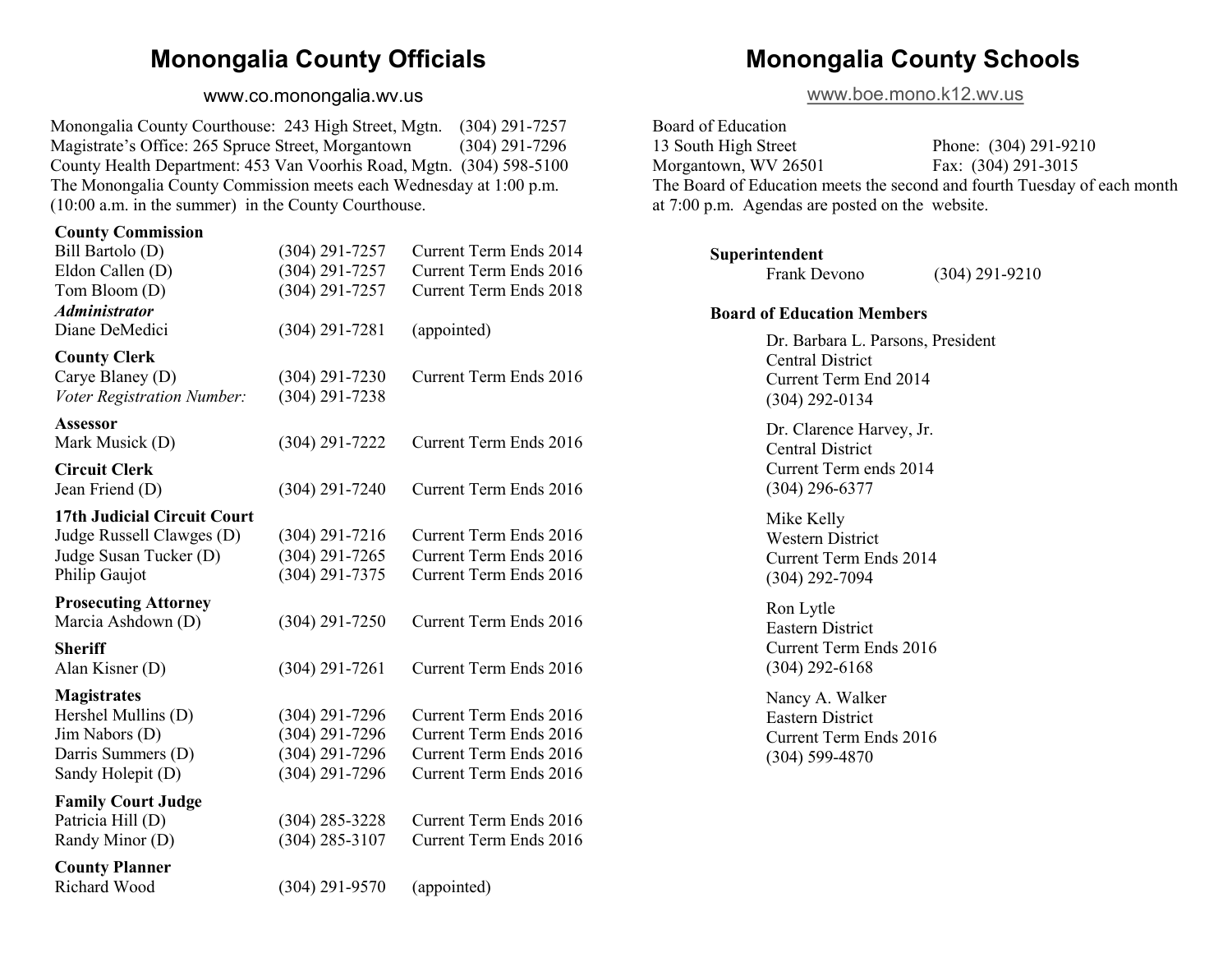# Monongalia County Officials

www.co.monongalia.wv.us

Monongalia County Courthouse: 243 High Street, Mgtn. (304) 291-7257
Magistrate's Office: 265 Spruce Street, Morgantown (304) 291-7296
County Health Department: 453 Van Voorhis Road, Mgtn. (304) 598-5100
The Monongalia County Commission meets each Wednesday at 1:00 p.m. (10:00 a.m. in the summer) in the County Courthouse.

| | | |
|---|---|---|
| **County Commission** | | |
| Bill Bartolo (D) | (304) 291-7257 | Current Term Ends 2014 |
| Eldon Callen (D) | (304) 291-7257 | Current Term Ends 2016 |
| Tom Bloom (D) | (304) 291-7257 | Current Term Ends 2018 |
| ***Administrator*** | | |
| Diane DeMedici | (304) 291-7281 | (appointed) |
| **County Clerk** | | |
| Carye Blaney (D) | (304) 291-7230 | Current Term Ends 2016 |
| *Voter Registration Number:* | (304) 291-7238 | |
| **Assessor** | | |
| Mark Musick (D) | (304) 291-7222 | Current Term Ends 2016 |
| **Circuit Clerk** | | |
| Jean Friend (D) | (304) 291-7240 | Current Term Ends 2016 |
| **17th Judicial Circuit Court** | | |
| Judge Russell Clawges (D) | (304) 291-7216 | Current Term Ends 2016 |
| Judge Susan Tucker (D) | (304) 291-7265 | Current Term Ends 2016 |
| Philip Gaujot | (304) 291-7375 | Current Term Ends 2016 |
| **Prosecuting Attorney** | | |
| Marcia Ashdown (D) | (304) 291-7250 | Current Term Ends 2016 |
| **Sheriff** | | |
| Alan Kisner (D) | (304) 291-7261 | Current Term Ends 2016 |
| **Magistrates** | | |
| Hershel Mullins (D) | (304) 291-7296 | Current Term Ends 2016 |
| Jim Nabors (D) | (304) 291-7296 | Current Term Ends 2016 |
| Darris Summers (D) | (304) 291-7296 | Current Term Ends 2016 |
| Sandy Holepit (D) | (304) 291-7296 | Current Term Ends 2016 |
| **Family Court Judge** | | |
| Patricia Hill (D) | (304) 285-3228 | Current Term Ends 2016 |
| Randy Minor (D) | (304) 285-3107 | Current Term Ends 2016 |
| **County Planner** | | |
| Richard Wood | (304) 291-9570 | (appointed) |

# Monongalia County Schools

www.boe.mono.k12.wv.us

Board of Education
13 South High Street — Phone: (304) 291-9210
Morgantown, WV 26501 — Fax: (304) 291-3015
The Board of Education meets the second and fourth Tuesday of each month at 7:00 p.m. Agendas are posted on the website.

**Superintendent**
Frank Devono (304) 291-9210

**Board of Education Members**

Dr. Barbara L. Parsons, President
Central District
Current Term End 2014
(304) 292-0134

Dr. Clarence Harvey, Jr.
Central District
Current Term ends 2014
(304) 296-6377

Mike Kelly
Western District
Current Term Ends 2014
(304) 292-7094

Ron Lytle
Eastern District
Current Term Ends 2016
(304) 292-6168

Nancy A. Walker
Eastern District
Current Term Ends 2016
(304) 599-4870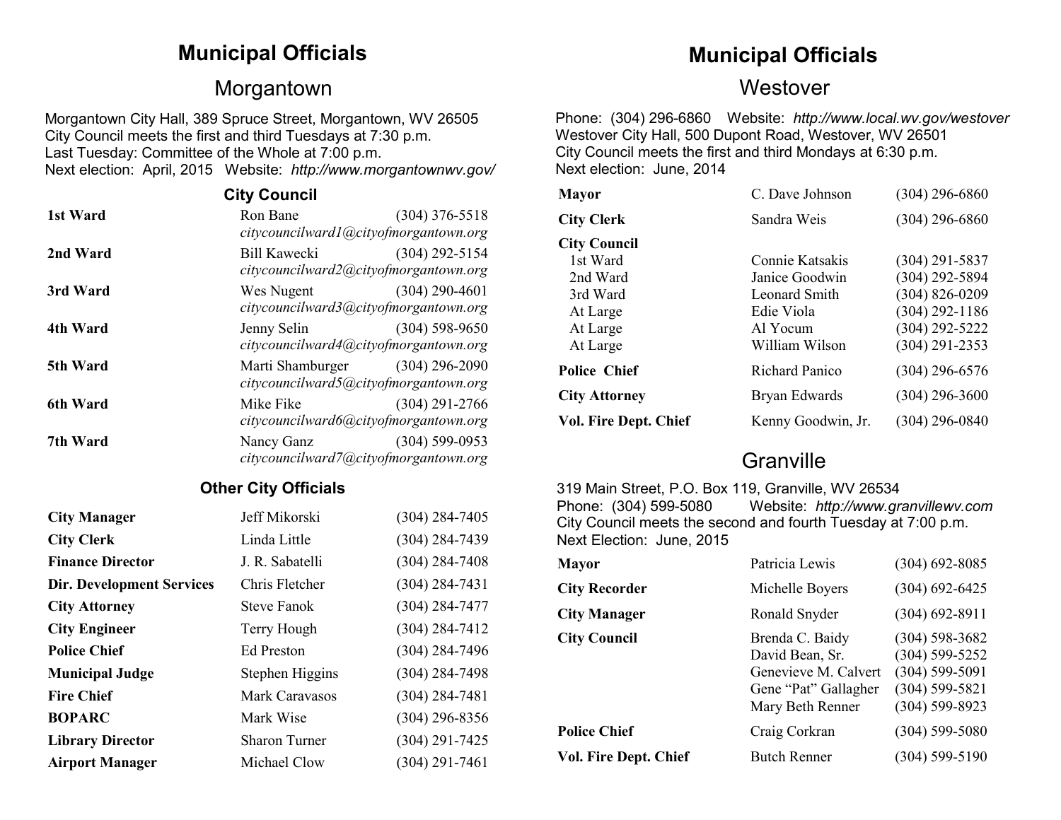# Municipal Officials

## Morgantown

Morgantown City Hall, 389 Spruce Street, Morgantown, WV 26505
City Council meets the first and third Tuesdays at 7:30 p.m.
Last Tuesday: Committee of the Whole at 7:00 p.m.
Next election: April, 2015 Website: *http://www.morgantownwv.gov/*

### City Council

| | Name | Phone |
|---|---|---|
| **1st Ward** | Ron Bane<br>*citycouncilward1@cityofmorgantown.org* | (304) 376-5518 |
| **2nd Ward** | Bill Kawecki<br>*citycouncilward2@cityofmorgantown.org* | (304) 292-5154 |
| **3rd Ward** | Wes Nugent<br>*citycouncilward3@cityofmorgantown.org* | (304) 290-4601 |
| **4th Ward** | Jenny Selin<br>*citycouncilward4@cityofmorgantown.org* | (304) 598-9650 |
| **5th Ward** | Marti Shamburger<br>*citycouncilward5@cityofmorgantown.org* | (304) 296-2090 |
| **6th Ward** | Mike Fike<br>*citycouncilward6@cityofmorgantown.org* | (304) 291-2766 |
| **7th Ward** | Nancy Ganz<br>*citycouncilward7@cityofmorgantown.org* | (304) 599-0953 |

### Other City Officials

| | Name | Phone |
|---|---|---|
| **City Manager** | Jeff Mikorski | (304) 284-7405 |
| **City Clerk** | Linda Little | (304) 284-7439 |
| **Finance Director** | J. R. Sabatelli | (304) 284-7408 |
| **Dir. Development Services** | Chris Fletcher | (304) 284-7431 |
| **City Attorney** | Steve Fanok | (304) 284-7477 |
| **City Engineer** | Terry Hough | (304) 284-7412 |
| **Police Chief** | Ed Preston | (304) 284-7496 |
| **Municipal Judge** | Stephen Higgins | (304) 284-7498 |
| **Fire Chief** | Mark Caravasos | (304) 284-7481 |
| **BOPARC** | Mark Wise | (304) 296-8356 |
| **Library Director** | Sharon Turner | (304) 291-7425 |
| **Airport Manager** | Michael Clow | (304) 291-7461 |

# Municipal Officials

## Westover

Phone: (304) 296-6860 Website: *http://www.local.wv.gov/westover*
Westover City Hall, 500 Dupont Road, Westover, WV 26501
City Council meets the first and third Mondays at 6:30 p.m.
Next election: June, 2014

| | Name | Phone |
|---|---|---|
| **Mayor** | C. Dave Johnson | (304) 296-6860 |
| **City Clerk** | Sandra Weis | (304) 296-6860 |
| **City Council** | | |
| 1st Ward | Connie Katsakis | (304) 291-5837 |
| 2nd Ward | Janice Goodwin | (304) 292-5894 |
| 3rd Ward | Leonard Smith | (304) 826-0209 |
| At Large | Edie Viola | (304) 292-1186 |
| At Large | Al Yocum | (304) 292-5222 |
| At Large | William Wilson | (304) 291-2353 |
| **Police Chief** | Richard Panico | (304) 296-6576 |
| **City Attorney** | Bryan Edwards | (304) 296-3600 |
| **Vol. Fire Dept. Chief** | Kenny Goodwin, Jr. | (304) 296-0840 |

## Granville

319 Main Street, P.O. Box 119, Granville, WV 26534
Phone: (304) 599-5080 Website: *http://www.granvillewv.com*
City Council meets the second and fourth Tuesday at 7:00 p.m.
Next Election: June, 2015

| | Name | Phone |
|---|---|---|
| **Mayor** | Patricia Lewis | (304) 692-8085 |
| **City Recorder** | Michelle Boyers | (304) 692-6425 |
| **City Manager** | Ronald Snyder | (304) 692-8911 |
| **City Council** | Brenda C. Baidy | (304) 598-3682 |
| | David Bean, Sr. | (304) 599-5252 |
| | Genevieve M. Calvert | (304) 599-5091 |
| | Gene "Pat" Gallagher | (304) 599-5821 |
| | Mary Beth Renner | (304) 599-8923 |
| **Police Chief** | Craig Corkran | (304) 599-5080 |
| **Vol. Fire Dept. Chief** | Butch Renner | (304) 599-5190 |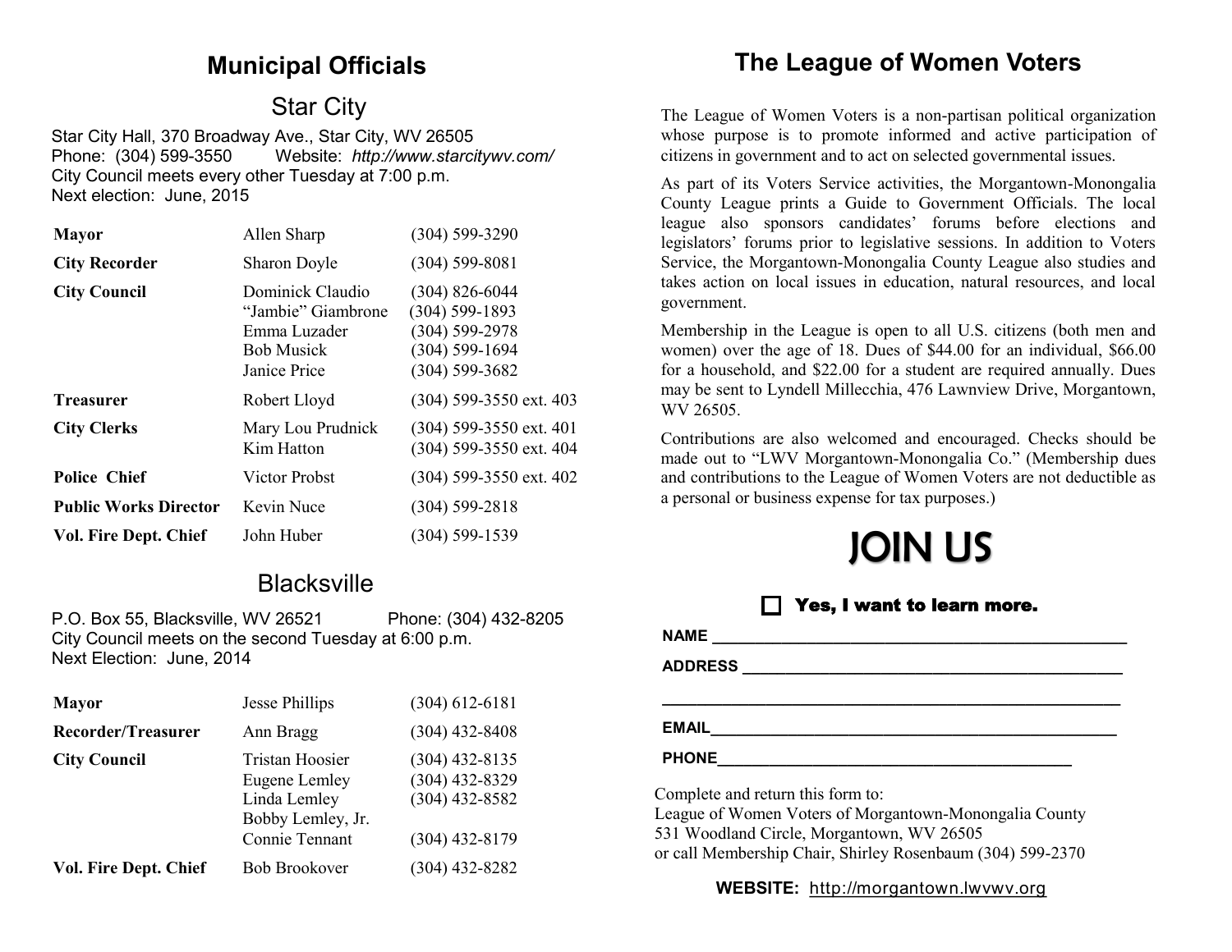## Municipal Officials

### Star City

Star City Hall, 370 Broadway Ave., Star City, WV 26505
Phone: (304) 599-3550 Website: *http://www.starcitywv.com/*
City Council meets every other Tuesday at 7:00 p.m.
Next election: June, 2015

| | | |
|---|---|---|
| **Mayor** | Allen Sharp | (304) 599-3290 |
| **City Recorder** | Sharon Doyle | (304) 599-8081 |
| **City Council** | Dominick Claudio | (304) 826-6044 |
| | "Jambie" Giambrone | (304) 599-1893 |
| | Emma Luzader | (304) 599-2978 |
| | Bob Musick | (304) 599-1694 |
| | Janice Price | (304) 599-3682 |
| **Treasurer** | Robert Lloyd | (304) 599-3550 ext. 403 |
| **City Clerks** | Mary Lou Prudnick | (304) 599-3550 ext. 401 |
| | Kim Hatton | (304) 599-3550 ext. 404 |
| **Police Chief** | Victor Probst | (304) 599-3550 ext. 402 |
| **Public Works Director** | Kevin Nuce | (304) 599-2818 |
| **Vol. Fire Dept. Chief** | John Huber | (304) 599-1539 |

### Blacksville

P.O. Box 55, Blacksville, WV 26521 Phone: (304) 432-8205
City Council meets on the second Tuesday at 6:00 p.m.
Next Election: June, 2014

| | | |
|---|---|---|
| **Mayor** | Jesse Phillips | (304) 612-6181 |
| **Recorder/Treasurer** | Ann Bragg | (304) 432-8408 |
| **City Council** | Tristan Hoosier | (304) 432-8135 |
| | Eugene Lemley | (304) 432-8329 |
| | Linda Lemley | (304) 432-8582 |
| | Bobby Lemley, Jr. | |
| | Connie Tennant | (304) 432-8179 |
| **Vol. Fire Dept. Chief** | Bob Brookover | (304) 432-8282 |

## The League of Women Voters

The League of Women Voters is a non-partisan political organization whose purpose is to promote informed and active participation of citizens in government and to act on selected governmental issues.

As part of its Voters Service activities, the Morgantown-Monongalia County League prints a Guide to Government Officials. The local league also sponsors candidates' forums before elections and legislators' forums prior to legislative sessions. In addition to Voters Service, the Morgantown-Monongalia County League also studies and takes action on local issues in education, natural resources, and local government.

Membership in the League is open to all U.S. citizens (both men and women) over the age of 18. Dues of $44.00 for an individual, $66.00 for a household, and $22.00 for a student are required annually. Dues may be sent to Lyndell Millecchia, 476 Lawnview Drive, Morgantown, WV 26505.

Contributions are also welcomed and encouraged. Checks should be made out to "LWV Morgantown-Monongalia Co." (Membership dues and contributions to the League of Women Voters are not deductible as a personal or business expense for tax purposes.)

# JOIN US

☐ **Yes, I want to learn more.**

**NAME** ______________________________________________

**ADDRESS** ___________________________________________

______________________________________________________

**EMAIL**_______________________________________________

**PHONE**_________________________________________

Complete and return this form to:
League of Women Voters of Morgantown-Monongalia County
531 Woodland Circle, Morgantown, WV 26505
or call Membership Chair, Shirley Rosenbaum (304) 599-2370

**WEBSITE:** http://morgantown.lwvwv.org